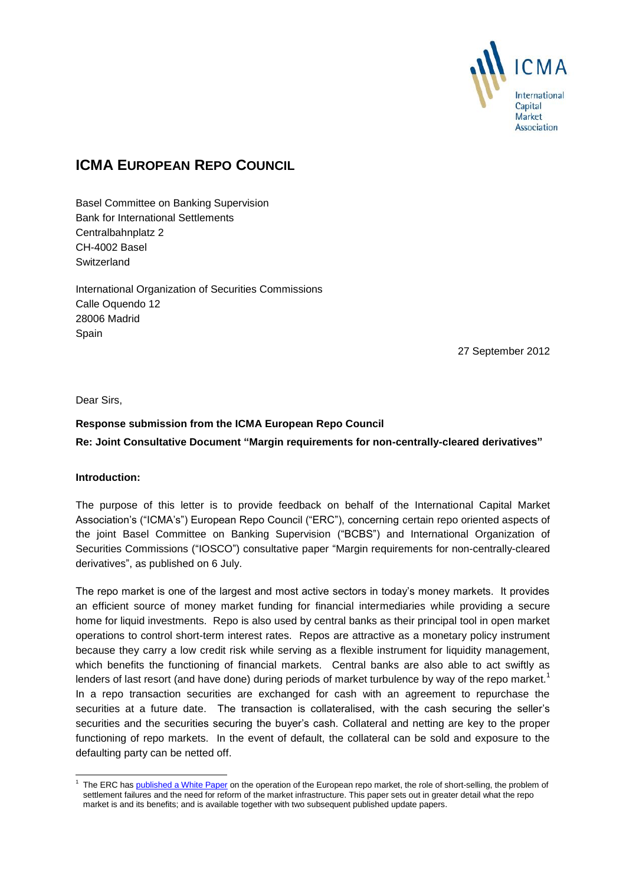ICMA

International Capital Market Association

# ICMA EUROPEAN REPO COUNCIL

Basel Committee on Banking Supervision
Bank for International Settlements
Centralbahnplatz 2
CH-4002 Basel
Switzerland

International Organization of Securities Commissions
Calle Oquendo 12
28006 Madrid
Spain

27 September 2012

Dear Sirs,

**Response submission from the ICMA European Repo Council**
**Re: Joint Consultative Document "Margin requirements for non-centrally-cleared derivatives"**

**Introduction:**

The purpose of this letter is to provide feedback on behalf of the International Capital Market Association's ("ICMA's") European Repo Council ("ERC"), concerning certain repo oriented aspects of the joint Basel Committee on Banking Supervision ("BCBS") and International Organization of Securities Commissions ("IOSCO") consultative paper "Margin requirements for non-centrally-cleared derivatives", as published on 6 July.

The repo market is one of the largest and most active sectors in today's money markets. It provides an efficient source of money market funding for financial intermediaries while providing a secure home for liquid investments. Repo is also used by central banks as their principal tool in open market operations to control short-term interest rates. Repos are attractive as a monetary policy instrument because they carry a low credit risk while serving as a flexible instrument for liquidity management, which benefits the functioning of financial markets. Central banks are also able to act swiftly as lenders of last resort (and have done) during periods of market turbulence by way of the repo market.[1] In a repo transaction securities are exchanged for cash with an agreement to repurchase the securities at a future date. The transaction is collateralised, with the cash securing the seller's securities and the securities securing the buyer's cash. Collateral and netting are key to the proper functioning of repo markets. In the event of default, the collateral can be sold and exposure to the defaulting party can be netted off.

---

[1] The ERC has published a White Paper on the operation of the European repo market, the role of short-selling, the problem of settlement failures and the need for reform of the market infrastructure. This paper sets out in greater detail what the repo market is and its benefits; and is available together with two subsequent published update papers.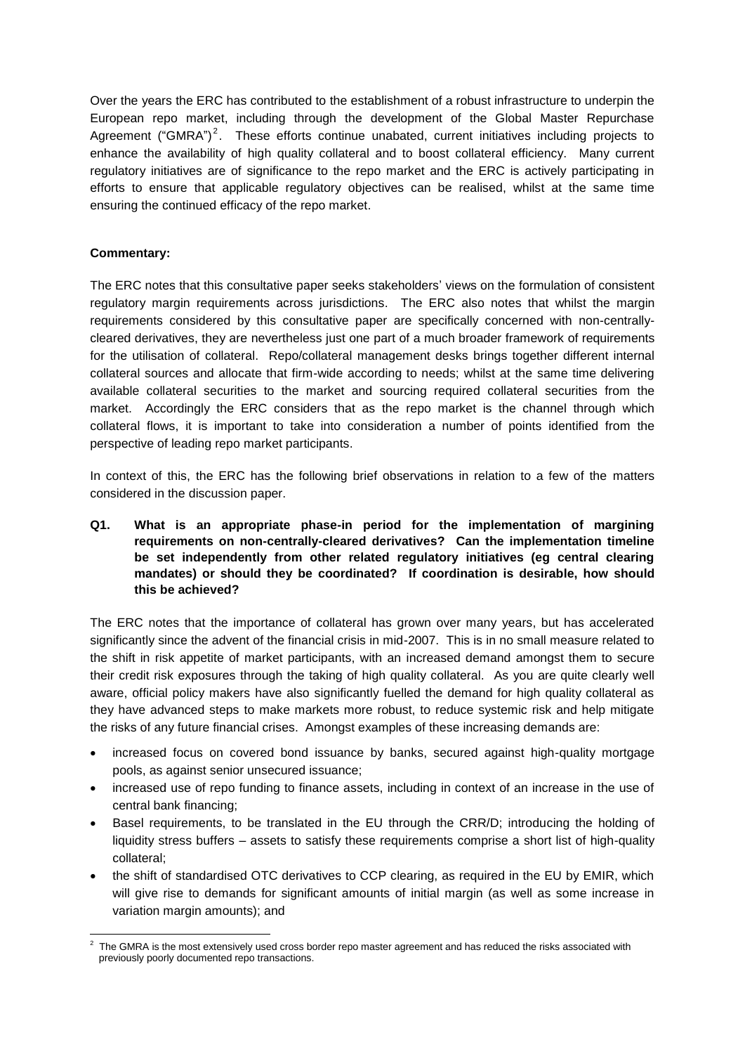Over the years the ERC has contributed to the establishment of a robust infrastructure to underpin the European repo market, including through the development of the Global Master Repurchase Agreement ("GMRA")[2]. These efforts continue unabated, current initiatives including projects to enhance the availability of high quality collateral and to boost collateral efficiency. Many current regulatory initiatives are of significance to the repo market and the ERC is actively participating in efforts to ensure that applicable regulatory objectives can be realised, whilst at the same time ensuring the continued efficacy of the repo market.

**Commentary:**

The ERC notes that this consultative paper seeks stakeholders' views on the formulation of consistent regulatory margin requirements across jurisdictions. The ERC also notes that whilst the margin requirements considered by this consultative paper are specifically concerned with non-centrally-cleared derivatives, they are nevertheless just one part of a much broader framework of requirements for the utilisation of collateral. Repo/collateral management desks brings together different internal collateral sources and allocate that firm-wide according to needs; whilst at the same time delivering available collateral securities to the market and sourcing required collateral securities from the market. Accordingly the ERC considers that as the repo market is the channel through which collateral flows, it is important to take into consideration a number of points identified from the perspective of leading repo market participants.

In context of this, the ERC has the following brief observations in relation to a few of the matters considered in the discussion paper.

**Q1. What is an appropriate phase-in period for the implementation of margining requirements on non-centrally-cleared derivatives? Can the implementation timeline be set independently from other related regulatory initiatives (eg central clearing mandates) or should they be coordinated? If coordination is desirable, how should this be achieved?**

The ERC notes that the importance of collateral has grown over many years, but has accelerated significantly since the advent of the financial crisis in mid-2007. This is in no small measure related to the shift in risk appetite of market participants, with an increased demand amongst them to secure their credit risk exposures through the taking of high quality collateral. As you are quite clearly well aware, official policy makers have also significantly fuelled the demand for high quality collateral as they have advanced steps to make markets more robust, to reduce systemic risk and help mitigate the risks of any future financial crises. Amongst examples of these increasing demands are:

- increased focus on covered bond issuance by banks, secured against high-quality mortgage pools, as against senior unsecured issuance;
- increased use of repo funding to finance assets, including in context of an increase in the use of central bank financing;
- Basel requirements, to be translated in the EU through the CRR/D; introducing the holding of liquidity stress buffers – assets to satisfy these requirements comprise a short list of high-quality collateral;
- the shift of standardised OTC derivatives to CCP clearing, as required in the EU by EMIR, which will give rise to demands for significant amounts of initial margin (as well as some increase in variation margin amounts); and

[2] The GMRA is the most extensively used cross border repo master agreement and has reduced the risks associated with previously poorly documented repo transactions.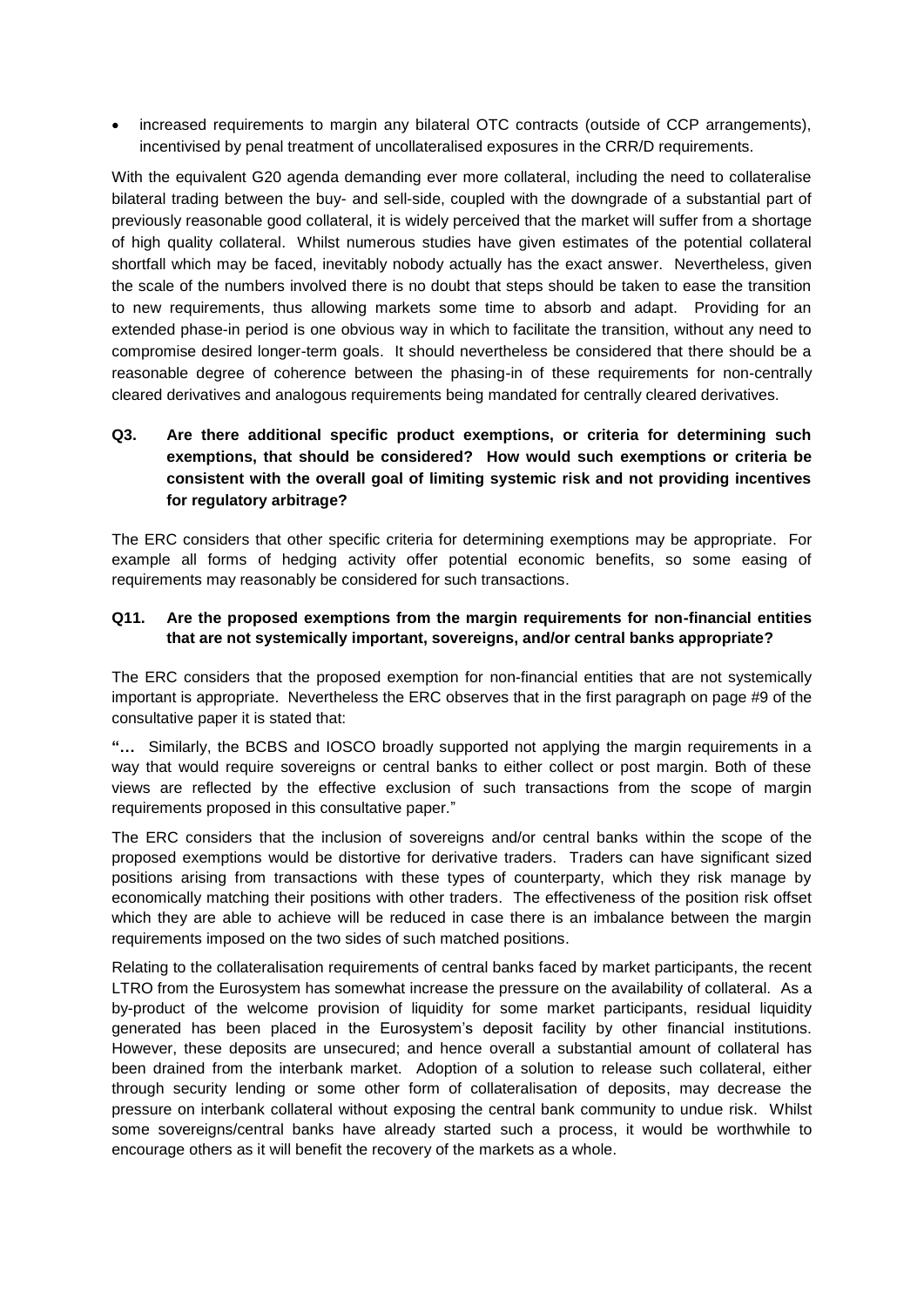- increased requirements to margin any bilateral OTC contracts (outside of CCP arrangements), incentivised by penal treatment of uncollateralised exposures in the CRR/D requirements.

With the equivalent G20 agenda demanding ever more collateral, including the need to collateralise bilateral trading between the buy- and sell-side, coupled with the downgrade of a substantial part of previously reasonable good collateral, it is widely perceived that the market will suffer from a shortage of high quality collateral. Whilst numerous studies have given estimates of the potential collateral shortfall which may be faced, inevitably nobody actually has the exact answer. Nevertheless, given the scale of the numbers involved there is no doubt that steps should be taken to ease the transition to new requirements, thus allowing markets some time to absorb and adapt. Providing for an extended phase-in period is one obvious way in which to facilitate the transition, without any need to compromise desired longer-term goals. It should nevertheless be considered that there should be a reasonable degree of coherence between the phasing-in of these requirements for non-centrally cleared derivatives and analogous requirements being mandated for centrally cleared derivatives.

**Q3. Are there additional specific product exemptions, or criteria for determining such exemptions, that should be considered? How would such exemptions or criteria be consistent with the overall goal of limiting systemic risk and not providing incentives for regulatory arbitrage?**

The ERC considers that other specific criteria for determining exemptions may be appropriate. For example all forms of hedging activity offer potential economic benefits, so some easing of requirements may reasonably be considered for such transactions.

**Q11. Are the proposed exemptions from the margin requirements for non-financial entities that are not systemically important, sovereigns, and/or central banks appropriate?**

The ERC considers that the proposed exemption for non-financial entities that are not systemically important is appropriate. Nevertheless the ERC observes that in the first paragraph on page #9 of the consultative paper it is stated that:

**"…** Similarly, the BCBS and IOSCO broadly supported not applying the margin requirements in a way that would require sovereigns or central banks to either collect or post margin. Both of these views are reflected by the effective exclusion of such transactions from the scope of margin requirements proposed in this consultative paper."

The ERC considers that the inclusion of sovereigns and/or central banks within the scope of the proposed exemptions would be distortive for derivative traders. Traders can have significant sized positions arising from transactions with these types of counterparty, which they risk manage by economically matching their positions with other traders. The effectiveness of the position risk offset which they are able to achieve will be reduced in case there is an imbalance between the margin requirements imposed on the two sides of such matched positions.

Relating to the collateralisation requirements of central banks faced by market participants, the recent LTRO from the Eurosystem has somewhat increase the pressure on the availability of collateral. As a by-product of the welcome provision of liquidity for some market participants, residual liquidity generated has been placed in the Eurosystem's deposit facility by other financial institutions. However, these deposits are unsecured; and hence overall a substantial amount of collateral has been drained from the interbank market. Adoption of a solution to release such collateral, either through security lending or some other form of collateralisation of deposits, may decrease the pressure on interbank collateral without exposing the central bank community to undue risk. Whilst some sovereigns/central banks have already started such a process, it would be worthwhile to encourage others as it will benefit the recovery of the markets as a whole.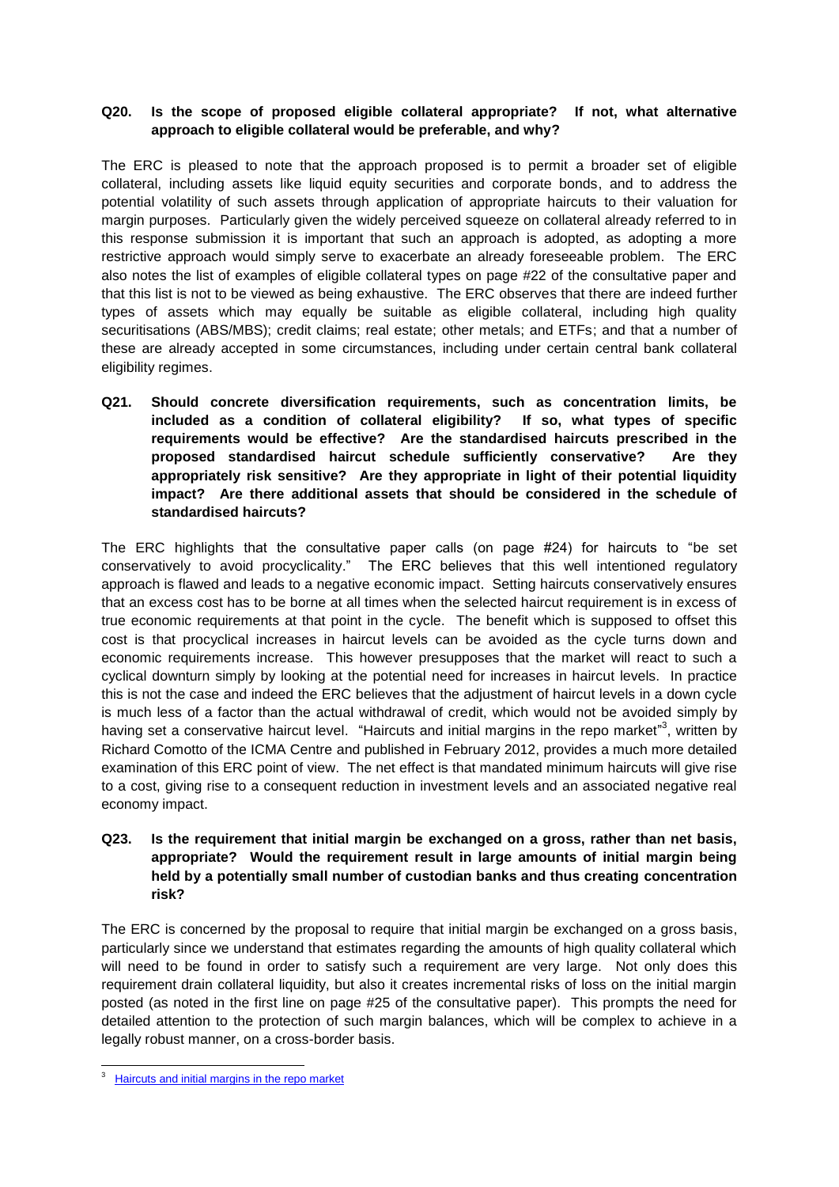**Q20. Is the scope of proposed eligible collateral appropriate? If not, what alternative approach to eligible collateral would be preferable, and why?**

The ERC is pleased to note that the approach proposed is to permit a broader set of eligible collateral, including assets like liquid equity securities and corporate bonds, and to address the potential volatility of such assets through application of appropriate haircuts to their valuation for margin purposes. Particularly given the widely perceived squeeze on collateral already referred to in this response submission it is important that such an approach is adopted, as adopting a more restrictive approach would simply serve to exacerbate an already foreseeable problem. The ERC also notes the list of examples of eligible collateral types on page #22 of the consultative paper and that this list is not to be viewed as being exhaustive. The ERC observes that there are indeed further types of assets which may equally be suitable as eligible collateral, including high quality securitisations (ABS/MBS); credit claims; real estate; other metals; and ETFs; and that a number of these are already accepted in some circumstances, including under certain central bank collateral eligibility regimes.

**Q21. Should concrete diversification requirements, such as concentration limits, be included as a condition of collateral eligibility? If so, what types of specific requirements would be effective? Are the standardised haircuts prescribed in the proposed standardised haircut schedule sufficiently conservative? Are they appropriately risk sensitive? Are they appropriate in light of their potential liquidity impact? Are there additional assets that should be considered in the schedule of standardised haircuts?**

The ERC highlights that the consultative paper calls (on page #24) for haircuts to "be set conservatively to avoid procyclicality." The ERC believes that this well intentioned regulatory approach is flawed and leads to a negative economic impact. Setting haircuts conservatively ensures that an excess cost has to be borne at all times when the selected haircut requirement is in excess of true economic requirements at that point in the cycle. The benefit which is supposed to offset this cost is that procyclical increases in haircut levels can be avoided as the cycle turns down and economic requirements increase. This however presupposes that the market will react to such a cyclical downturn simply by looking at the potential need for increases in haircut levels. In practice this is not the case and indeed the ERC believes that the adjustment of haircut levels in a down cycle is much less of a factor than the actual withdrawal of credit, which would not be avoided simply by having set a conservative haircut level. "Haircuts and initial margins in the repo market"[3], written by Richard Comotto of the ICMA Centre and published in February 2012, provides a much more detailed examination of this ERC point of view. The net effect is that mandated minimum haircuts will give rise to a cost, giving rise to a consequent reduction in investment levels and an associated negative real economy impact.

**Q23. Is the requirement that initial margin be exchanged on a gross, rather than net basis, appropriate? Would the requirement result in large amounts of initial margin being held by a potentially small number of custodian banks and thus creating concentration risk?**

The ERC is concerned by the proposal to require that initial margin be exchanged on a gross basis, particularly since we understand that estimates regarding the amounts of high quality collateral which will need to be found in order to satisfy such a requirement are very large. Not only does this requirement drain collateral liquidity, but also it creates incremental risks of loss on the initial margin posted (as noted in the first line on page #25 of the consultative paper). This prompts the need for detailed attention to the protection of such margin balances, which will be complex to achieve in a legally robust manner, on a cross-border basis.

[3] Haircuts and initial margins in the repo market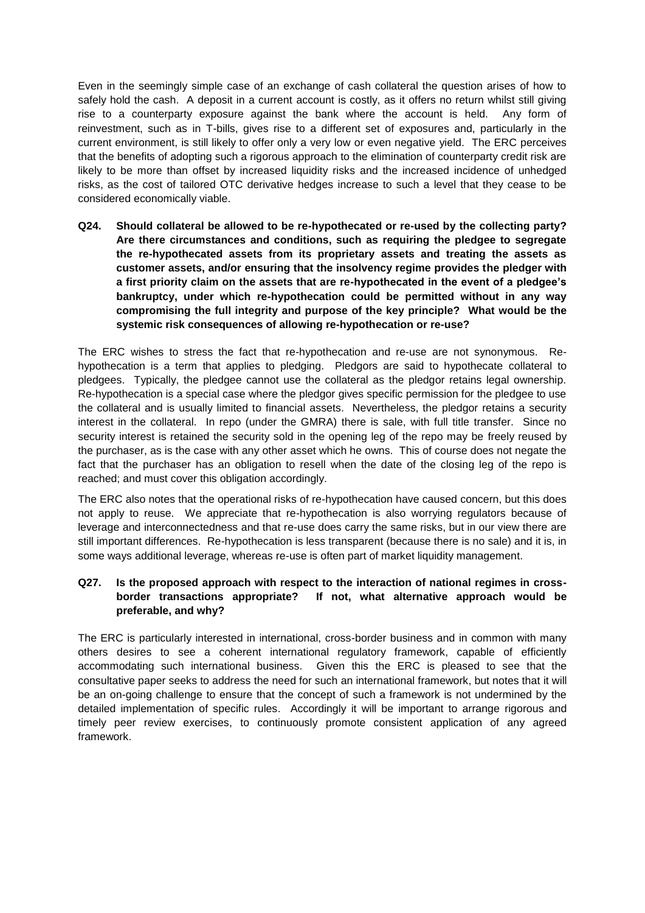Even in the seemingly simple case of an exchange of cash collateral the question arises of how to safely hold the cash. A deposit in a current account is costly, as it offers no return whilst still giving rise to a counterparty exposure against the bank where the account is held. Any form of reinvestment, such as in T-bills, gives rise to a different set of exposures and, particularly in the current environment, is still likely to offer only a very low or even negative yield. The ERC perceives that the benefits of adopting such a rigorous approach to the elimination of counterparty credit risk are likely to be more than offset by increased liquidity risks and the increased incidence of unhedged risks, as the cost of tailored OTC derivative hedges increase to such a level that they cease to be considered economically viable.

**Q24. Should collateral be allowed to be re-hypothecated or re-used by the collecting party? Are there circumstances and conditions, such as requiring the pledgee to segregate the re-hypothecated assets from its proprietary assets and treating the assets as customer assets, and/or ensuring that the insolvency regime provides the pledger with a first priority claim on the assets that are re-hypothecated in the event of a pledgee's bankruptcy, under which re-hypothecation could be permitted without in any way compromising the full integrity and purpose of the key principle? What would be the systemic risk consequences of allowing re-hypothecation or re-use?**

The ERC wishes to stress the fact that re-hypothecation and re-use are not synonymous. Re-hypothecation is a term that applies to pledging. Pledgors are said to hypothecate collateral to pledgees. Typically, the pledgee cannot use the collateral as the pledgor retains legal ownership. Re-hypothecation is a special case where the pledgor gives specific permission for the pledgee to use the collateral and is usually limited to financial assets. Nevertheless, the pledgor retains a security interest in the collateral. In repo (under the GMRA) there is sale, with full title transfer. Since no security interest is retained the security sold in the opening leg of the repo may be freely reused by the purchaser, as is the case with any other asset which he owns. This of course does not negate the fact that the purchaser has an obligation to resell when the date of the closing leg of the repo is reached; and must cover this obligation accordingly.

The ERC also notes that the operational risks of re-hypothecation have caused concern, but this does not apply to reuse. We appreciate that re-hypothecation is also worrying regulators because of leverage and interconnectedness and that re-use does carry the same risks, but in our view there are still important differences. Re-hypothecation is less transparent (because there is no sale) and it is, in some ways additional leverage, whereas re-use is often part of market liquidity management.

**Q27. Is the proposed approach with respect to the interaction of national regimes in cross-border transactions appropriate? If not, what alternative approach would be preferable, and why?**

The ERC is particularly interested in international, cross-border business and in common with many others desires to see a coherent international regulatory framework, capable of efficiently accommodating such international business. Given this the ERC is pleased to see that the consultative paper seeks to address the need for such an international framework, but notes that it will be an on-going challenge to ensure that the concept of such a framework is not undermined by the detailed implementation of specific rules. Accordingly it will be important to arrange rigorous and timely peer review exercises, to continuously promote consistent application of any agreed framework.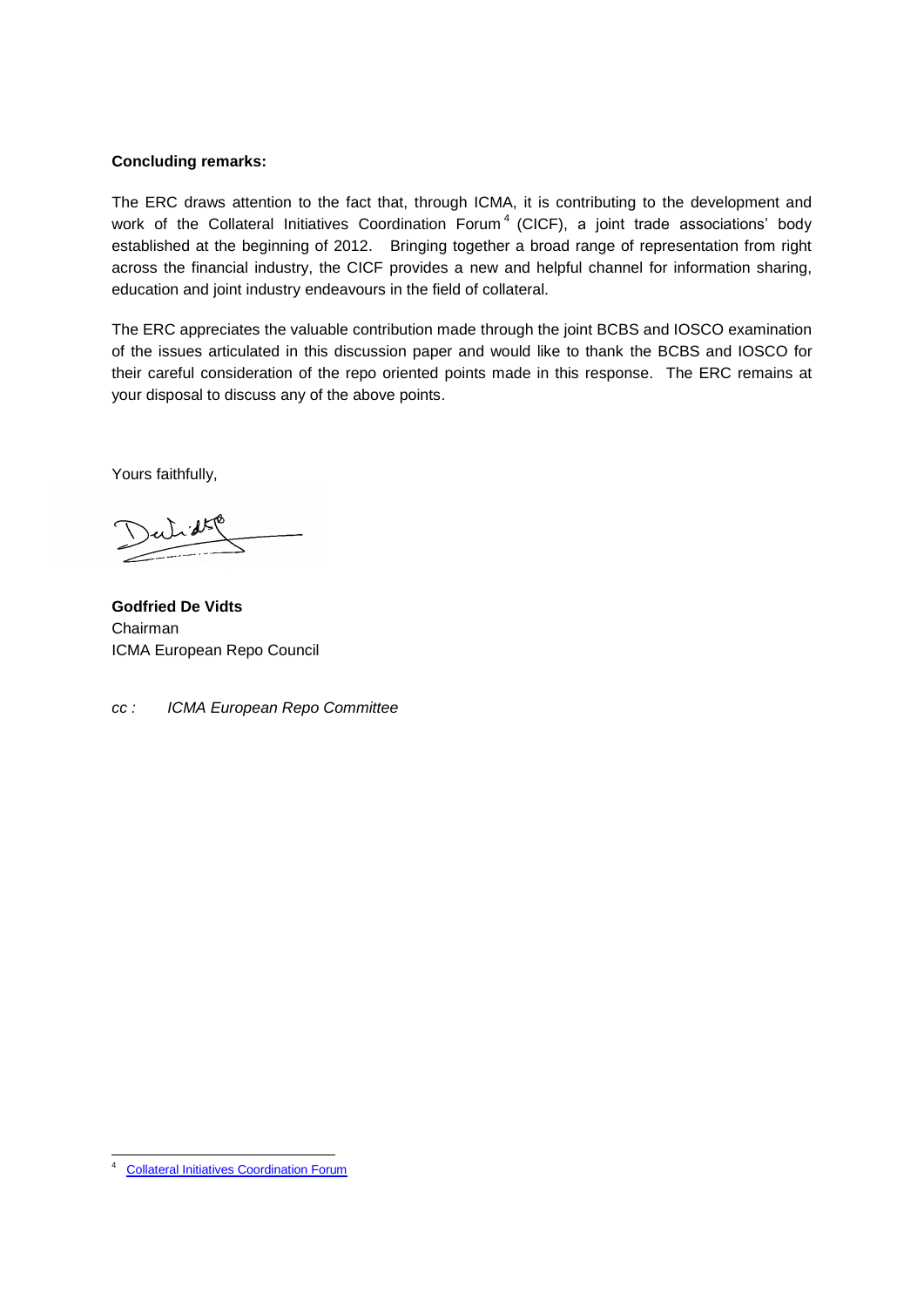**Concluding remarks:**

The ERC draws attention to the fact that, through ICMA, it is contributing to the development and work of the Collateral Initiatives Coordination Forum[4] (CICF), a joint trade associations' body established at the beginning of 2012. Bringing together a broad range of representation from right across the financial industry, the CICF provides a new and helpful channel for information sharing, education and joint industry endeavours in the field of collateral.

The ERC appreciates the valuable contribution made through the joint BCBS and IOSCO examination of the issues articulated in this discussion paper and would like to thank the BCBS and IOSCO for their careful consideration of the repo oriented points made in this response. The ERC remains at your disposal to discuss any of the above points.

Yours faithfully,

**Godfried De Vidts**
Chairman
ICMA European Repo Council

*cc : ICMA European Repo Committee*

---

[4] Collateral Initiatives Coordination Forum